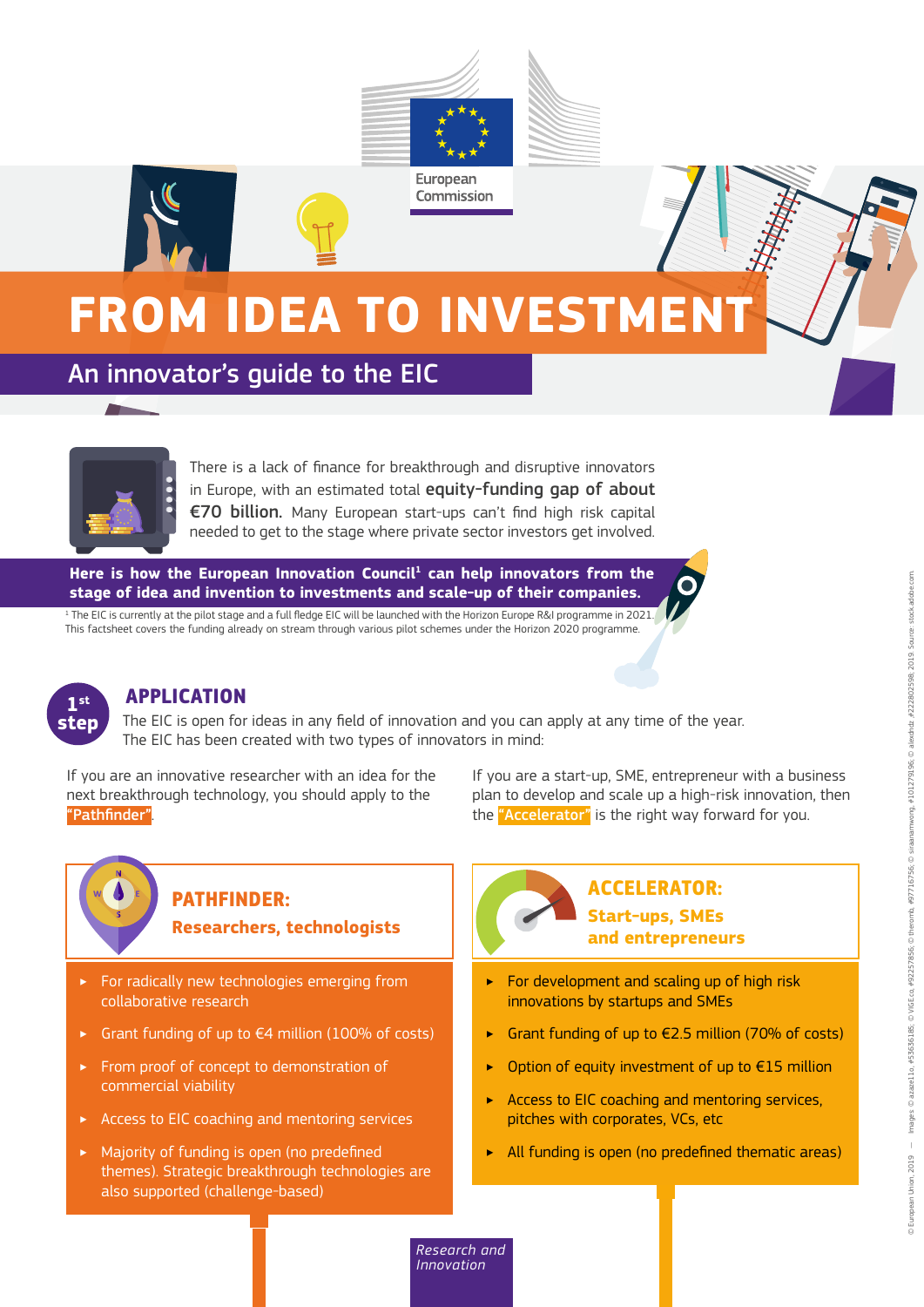European Commission

# FROM IDEA TO INVESTMENT

## An innovator's guide to the EIC

There is a lack of finance for breakthrough and disruptive innovators in Europe, with an estimated total **equity-funding gap of about €70 billion.** Many European start-ups can't find high risk capital needed to get to the stage where private sector investors get involved.

**Here is how the European Innovation Council[1] can help innovators from the stage of idea and invention to investments and scale-up of their companies.**

[1] The EIC is currently at the pilot stage and a full fledge EIC will be launched with the Horizon Europe R&I programme in 2021. This factsheet covers the funding already on stream through various pilot schemes under the Horizon 2020 programme.

## 1st step – APPLICATION

The EIC is open for ideas in any field of innovation and you can apply at any time of the year. The EIC has been created with two types of innovators in mind:

If you are an innovative researcher with an idea for the next breakthrough technology, you should apply to the **"Pathfinder"**.

If you are a start-up, SME, entrepreneur with a business plan to develop and scale up a high-risk innovation, then the **"Accelerator"** is the right way forward for you.

### PATHFINDER: Researchers, technologists

- For radically new technologies emerging from collaborative research
- Grant funding of up to €4 million (100% of costs)
- From proof of concept to demonstration of commercial viability
- Access to EIC coaching and mentoring services
- Majority of funding is open (no predefined themes). Strategic breakthrough technologies are also supported (challenge-based)

### ACCELERATOR: Start-ups, SMEs and entrepreneurs

- For development and scaling up of high risk innovations by startups and SMEs
- Grant funding of up to €2.5 million (70% of costs)
- Option of equity investment of up to €15 million
- Access to EIC coaching and mentoring services, pitches with corporates, VCs, etc
- All funding is open (no predefined thematic areas)

*Research and Innovation*

© European Union, 2019 — Images © azzzel1o, #53636185; © VIGE.co, #92257856; © theromb, #97716756; © siraanamwong, #101279196; © alexdndz #222802598, 2019. Source: stock.adobe.com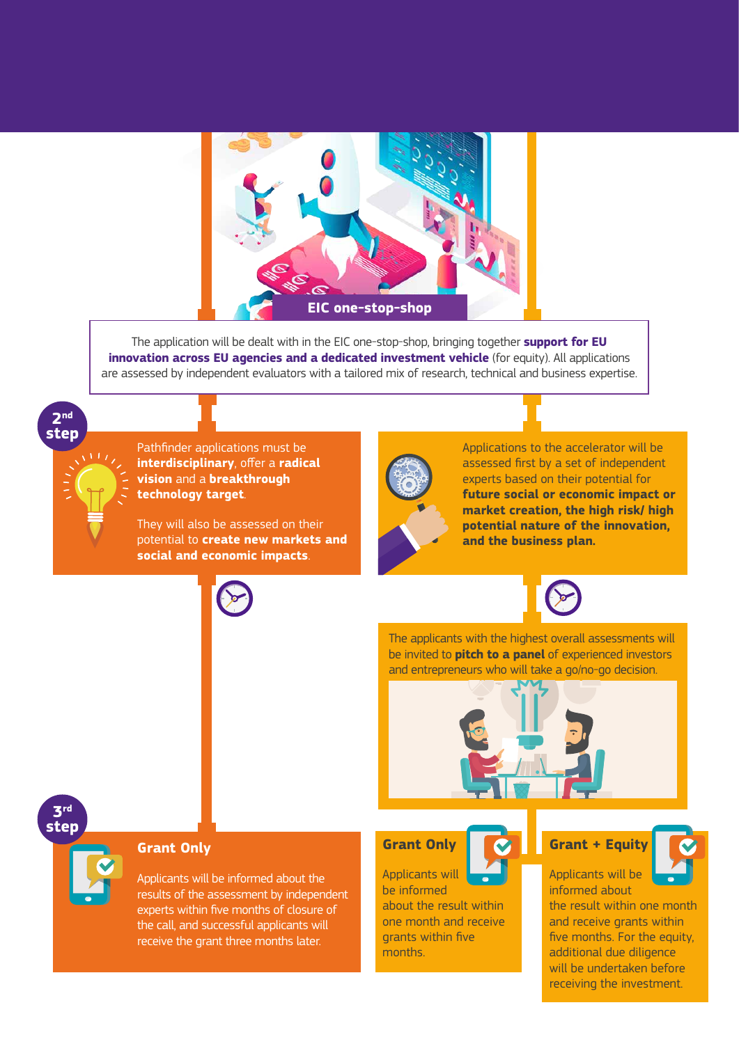## EIC one-stop-shop

The application will be dealt with in the EIC one-stop-shop, bringing together **support for EU innovation across EU agencies and a dedicated investment vehicle** (for equity). All applications are assessed by independent evaluators with a tailored mix of research, technical and business expertise.

## 2nd step

Pathfinder applications must be **interdisciplinary**, offer a **radical vision** and a **breakthrough technology target**.

They will also be assessed on their potential to **create new markets and social and economic impacts**.

Applications to the accelerator will be assessed first by a set of independent experts based on their potential for **future social or economic impact or market creation, the high risk/ high potential nature of the innovation, and the business plan.**

The applicants with the highest overall assessments will be invited to **pitch to a panel** of experienced investors and entrepreneurs who will take a go/no-go decision.

## 3rd step

### Grant Only

Applicants will be informed about the results of the assessment by independent experts within five months of closure of the call, and successful applicants will receive the grant three months later.

### Grant Only

Applicants will be informed about the result within one month and receive grants within five months.

### Grant + Equity

Applicants will be informed about the result within one month and receive grants within five months. For the equity, additional due diligence will be undertaken before receiving the investment.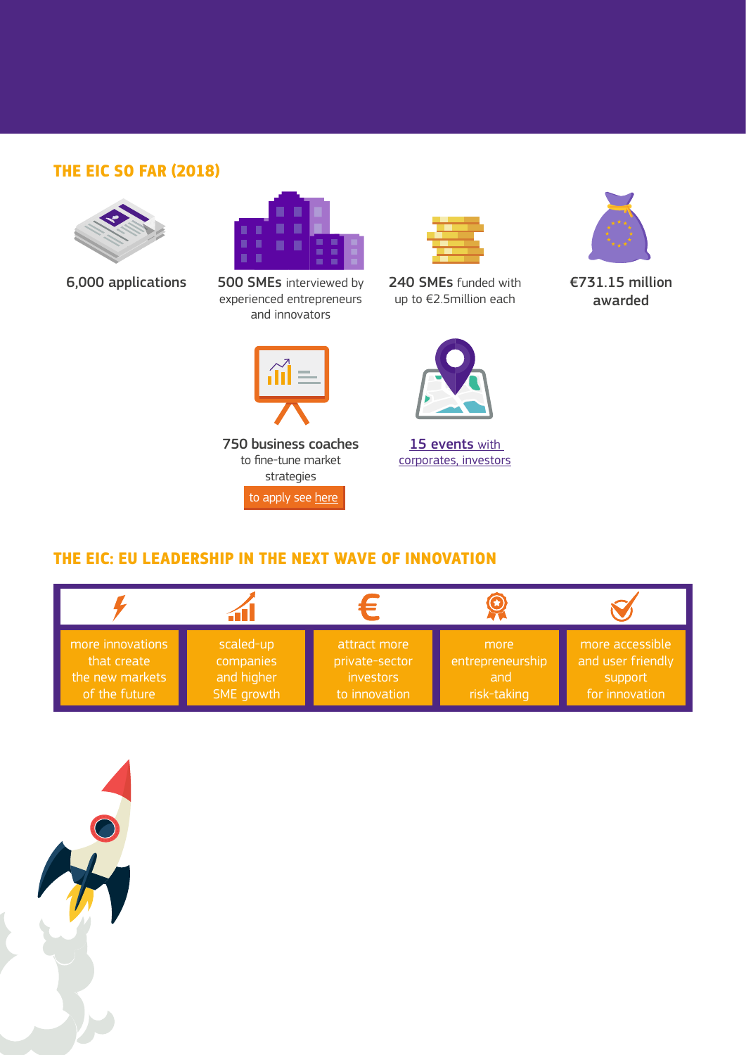## THE EIC SO FAR (2018)

**6,000 applications**

**500 SMEs** interviewed by experienced entrepreneurs and innovators

**240 SMEs** funded with up to €2.5million each

**€731.15 million awarded**

**750 business coaches** to fine-tune market strategies

to apply see here

**15 events** with corporates, investors

## THE EIC: EU LEADERSHIP IN THE NEXT WAVE OF INNOVATION

| | | | | |
|---|---|---|---|---|
| more innovations that create the new markets of the future | scaled-up companies and higher SME growth | attract more private-sector investors to innovation | more entrepreneurship and risk-taking | more accessible and user friendly support for innovation |